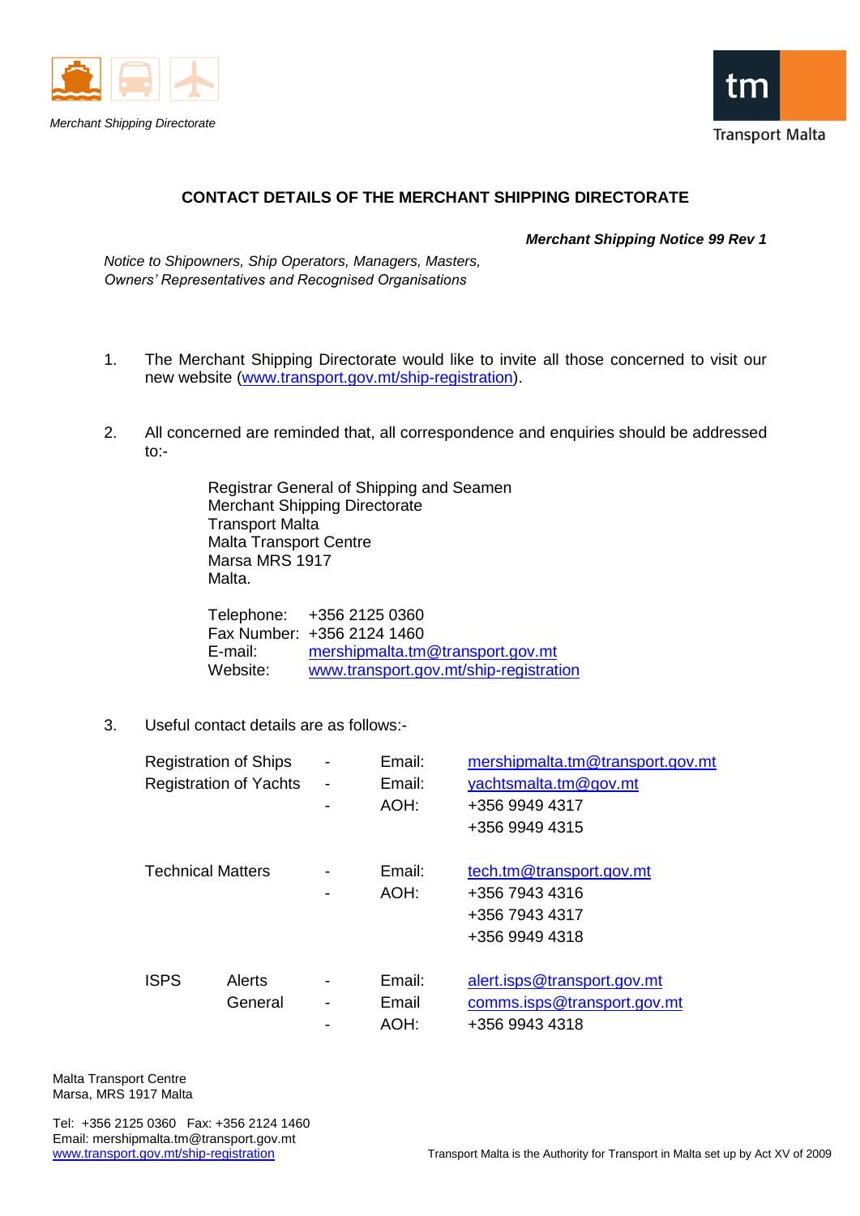*Merchant Shipping Directorate*

Transport Malta

## CONTACT DETAILS OF THE MERCHANT SHIPPING DIRECTORATE

***Merchant Shipping Notice 99 Rev 1***

*Notice to Shipowners, Ship Operators, Managers, Masters, Owners' Representatives and Recognised Organisations*

1. The Merchant Shipping Directorate would like to invite all those concerned to visit our new website (www.transport.gov.mt/ship-registration).

2. All concerned are reminded that, all correspondence and enquiries should be addressed to:-

   Registrar General of Shipping and Seamen
   Merchant Shipping Directorate
   Transport Malta
   Malta Transport Centre
   Marsa MRS 1917
   Malta.

   Telephone: +356 2125 0360
   Fax Number: +356 2124 1460
   E-mail: mershipmalta.tm@transport.gov.mt
   Website: www.transport.gov.mt/ship-registration

3. Useful contact details are as follows:-

| | | | | |
|---|---|---|---|---|
| Registration of Ships | | - | Email: | mershipmalta.tm@transport.gov.mt |
| Registration of Yachts | | - | Email: | yachtsmalta.tm@gov.mt |
| | | - | AOH: | +356 9949 4317 |
| | | | | +356 9949 4315 |
| Technical Matters | | - | Email: | tech.tm@transport.gov.mt |
| | | - | AOH: | +356 7943 4316 |
| | | | | +356 7943 4317 |
| | | | | +356 9949 4318 |
| ISPS | Alerts | - | Email: | alert.isps@transport.gov.mt |
| | General | - | Email | comms.isps@transport.gov.mt |
| | | - | AOH: | +356 9943 4318 |

Malta Transport Centre
Marsa, MRS 1917 Malta

Tel: +356 2125 0360 Fax: +356 2124 1460
Email: mershipmalta.tm@transport.gov.mt
www.transport.gov.mt/ship-registration

Transport Malta is the Authority for Transport in Malta set up by Act XV of 2009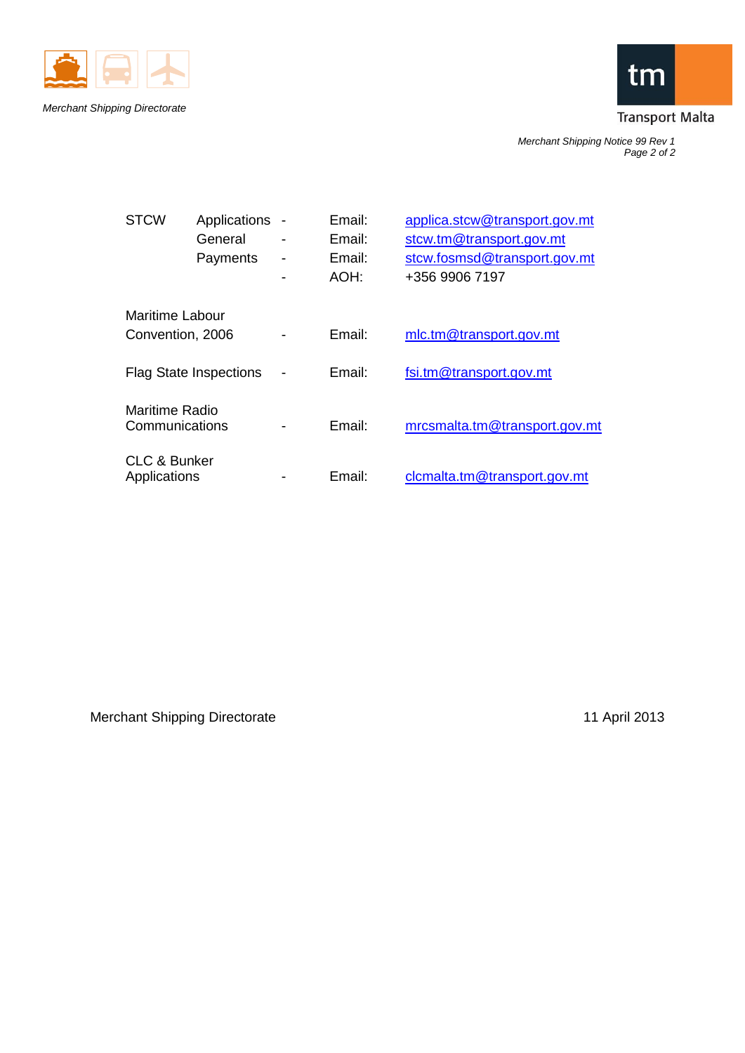| | | | | |
|---|---|---|---|---|
| STCW | Applications | - | Email: | applica.stcw@transport.gov.mt |
| | General | - | Email: | stcw.tm@transport.gov.mt |
| | Payments | - | Email: | stcw.fosmsd@transport.gov.mt |
| | | - | AOH: | +356 9906 7197 |
| Maritime Labour Convention, 2006 | | - | Email: | mlc.tm@transport.gov.mt |
| Flag State Inspections | | - | Email: | fsi.tm@transport.gov.mt |
| Maritime Radio Communications | | - | Email: | mrcsmalta.tm@transport.gov.mt |
| CLC & Bunker Applications | | - | Email: | clcmalta.tm@transport.gov.mt |

Merchant Shipping Directorate

11 April 2013